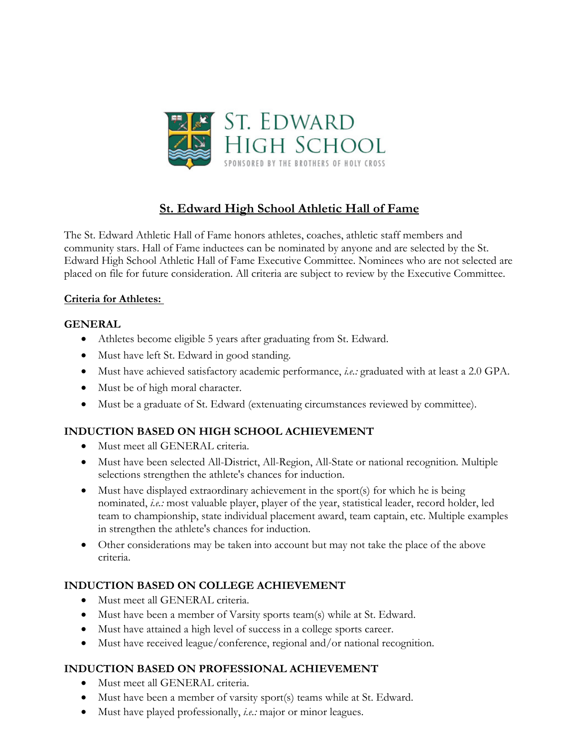ST. EDWARD HIGH SCHOOL

SPONSORED BY THE BROTHERS OF HOLY CROSS

# St. Edward High School Athletic Hall of Fame

The St. Edward Athletic Hall of Fame honors athletes, coaches, athletic staff members and community stars. Hall of Fame inductees can be nominated by anyone and are selected by the St. Edward High School Athletic Hall of Fame Executive Committee. Nominees who are not selected are placed on file for future consideration. All criteria are subject to review by the Executive Committee.

## Criteria for Athletes:

### GENERAL

- Athletes become eligible 5 years after graduating from St. Edward.
- Must have left St. Edward in good standing.
- Must have achieved satisfactory academic performance, *i.e.:* graduated with at least a 2.0 GPA.
- Must be of high moral character.
- Must be a graduate of St. Edward (extenuating circumstances reviewed by committee).

### INDUCTION BASED ON HIGH SCHOOL ACHIEVEMENT

- Must meet all GENERAL criteria.
- Must have been selected All-District, All-Region, All-State or national recognition. Multiple selections strengthen the athlete's chances for induction.
- Must have displayed extraordinary achievement in the sport(s) for which he is being nominated, *i.e.:* most valuable player, player of the year, statistical leader, record holder, led team to championship, state individual placement award, team captain, etc. Multiple examples in strengthen the athlete's chances for induction.
- Other considerations may be taken into account but may not take the place of the above criteria.

### INDUCTION BASED ON COLLEGE ACHIEVEMENT

- Must meet all GENERAL criteria.
- Must have been a member of Varsity sports team(s) while at St. Edward.
- Must have attained a high level of success in a college sports career.
- Must have received league/conference, regional and/or national recognition.

### INDUCTION BASED ON PROFESSIONAL ACHIEVEMENT

- Must meet all GENERAL criteria.
- Must have been a member of varsity sport(s) teams while at St. Edward.
- Must have played professionally, *i.e.:* major or minor leagues.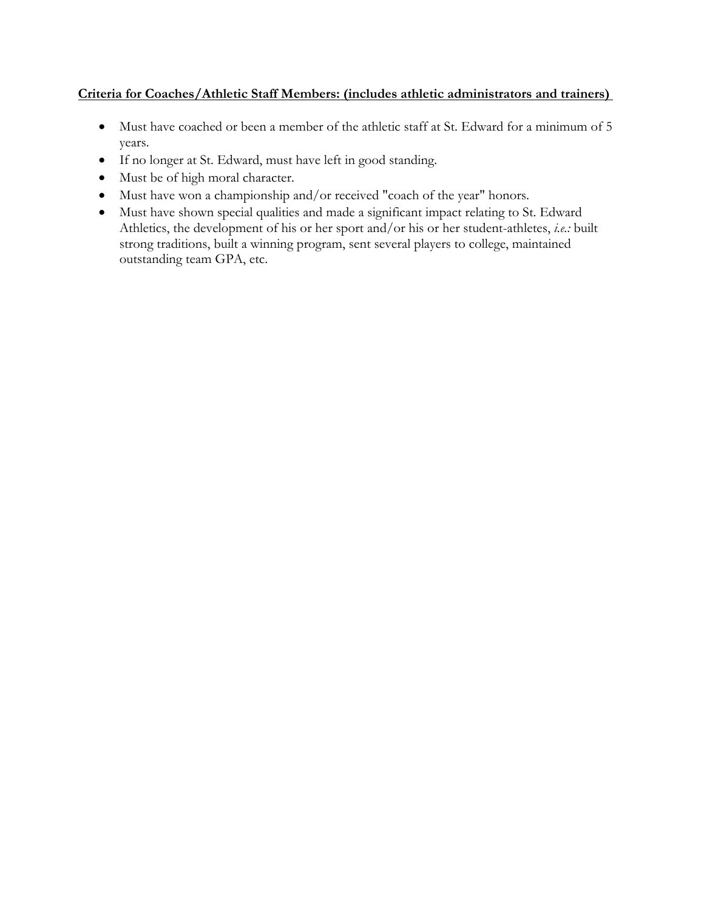**Criteria for Coaches/Athletic Staff Members: (includes athletic administrators and trainers)**

- Must have coached or been a member of the athletic staff at St. Edward for a minimum of 5 years.
- If no longer at St. Edward, must have left in good standing.
- Must be of high moral character.
- Must have won a championship and/or received "coach of the year" honors.
- Must have shown special qualities and made a significant impact relating to St. Edward Athletics, the development of his or her sport and/or his or her student-athletes, *i.e.:* built strong traditions, built a winning program, sent several players to college, maintained outstanding team GPA, etc.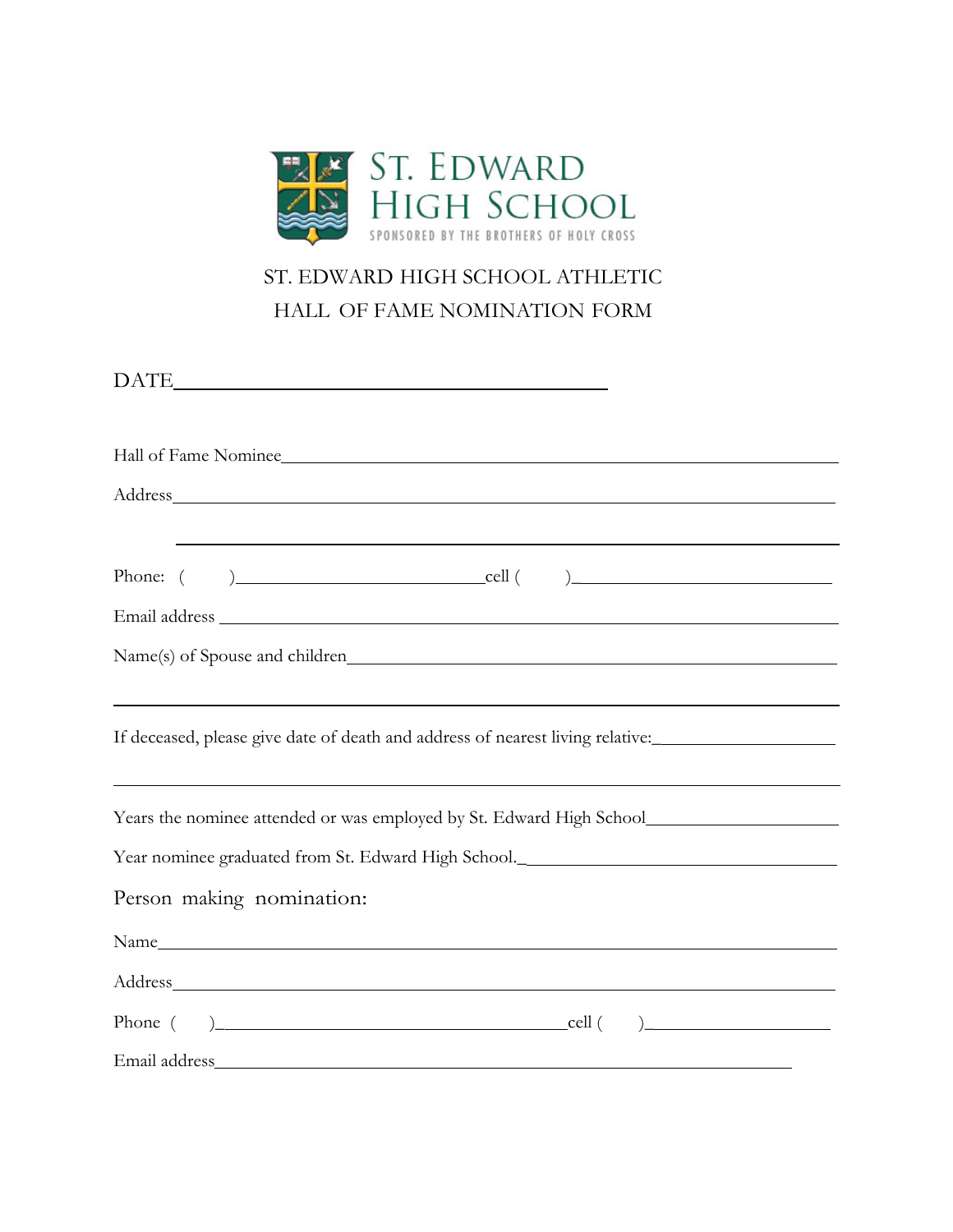ST. EDWARD
HIGH SCHOOL
SPONSORED BY THE BROTHERS OF HOLY CROSS

# ST. EDWARD HIGH SCHOOL ATHLETIC HALL OF FAME NOMINATION FORM

DATE\_\_\_\_\_\_\_\_\_\_\_\_\_\_\_\_\_\_\_\_\_\_\_\_\_\_\_\_\_\_\_\_\_\_\_\_\_\_\_\_

Hall of Fame Nominee\_\_\_\_\_\_\_\_\_\_\_\_\_\_\_\_\_\_\_\_\_\_\_\_\_\_\_\_\_\_\_\_\_\_\_\_\_\_\_\_\_\_\_\_\_\_\_\_\_\_\_\_\_\_

Address\_\_\_\_\_\_\_\_\_\_\_\_\_\_\_\_\_\_\_\_\_\_\_\_\_\_\_\_\_\_\_\_\_\_\_\_\_\_\_\_\_\_\_\_\_\_\_\_\_\_\_\_\_\_\_\_\_\_\_\_\_\_\_\_

\_\_\_\_\_\_\_\_\_\_\_\_\_\_\_\_\_\_\_\_\_\_\_\_\_\_\_\_\_\_\_\_\_\_\_\_\_\_\_\_\_\_\_\_\_\_\_\_\_\_\_\_\_\_\_\_\_\_\_\_\_\_\_\_\_\_\_\_\_\_\_\_

Phone: (      )\_\_\_\_\_\_\_\_\_\_\_\_\_\_\_\_\_\_\_\_\_\_\_\_\_\_cell (      )\_\_\_\_\_\_\_\_\_\_\_\_\_\_\_\_\_\_\_\_\_\_\_\_\_\_

Email address \_\_\_\_\_\_\_\_\_\_\_\_\_\_\_\_\_\_\_\_\_\_\_\_\_\_\_\_\_\_\_\_\_\_\_\_\_\_\_\_\_\_\_\_\_\_\_\_\_\_\_\_\_\_\_\_\_\_\_\_\_

Name(s) of Spouse and children\_\_\_\_\_\_\_\_\_\_\_\_\_\_\_\_\_\_\_\_\_\_\_\_\_\_\_\_\_\_\_\_\_\_\_\_\_\_\_\_\_\_\_\_\_\_\_\_

\_\_\_\_\_\_\_\_\_\_\_\_\_\_\_\_\_\_\_\_\_\_\_\_\_\_\_\_\_\_\_\_\_\_\_\_\_\_\_\_\_\_\_\_\_\_\_\_\_\_\_\_\_\_\_\_\_\_\_\_\_\_\_\_\_\_\_\_\_\_\_\_

If deceased, please give date of death and address of nearest living relative:\_\_\_\_\_\_\_\_\_\_\_\_\_\_\_\_\_\_

\_\_\_\_\_\_\_\_\_\_\_\_\_\_\_\_\_\_\_\_\_\_\_\_\_\_\_\_\_\_\_\_\_\_\_\_\_\_\_\_\_\_\_\_\_\_\_\_\_\_\_\_\_\_\_\_\_\_\_\_\_\_\_\_\_\_\_\_\_\_\_\_

Years the nominee attended or was employed by St. Edward High School\_\_\_\_\_\_\_\_\_\_\_\_\_\_\_\_\_\_\_\_

Year nominee graduated from St. Edward High School.\_\_\_\_\_\_\_\_\_\_\_\_\_\_\_\_\_\_\_\_\_\_\_\_\_\_\_\_\_\_\_\_\_

## Person making nomination:

Name\_\_\_\_\_\_\_\_\_\_\_\_\_\_\_\_\_\_\_\_\_\_\_\_\_\_\_\_\_\_\_\_\_\_\_\_\_\_\_\_\_\_\_\_\_\_\_\_\_\_\_\_\_\_\_\_\_\_\_\_\_\_\_\_\_\_\_\_

Address\_\_\_\_\_\_\_\_\_\_\_\_\_\_\_\_\_\_\_\_\_\_\_\_\_\_\_\_\_\_\_\_\_\_\_\_\_\_\_\_\_\_\_\_\_\_\_\_\_\_\_\_\_\_\_\_\_\_\_\_\_\_\_\_

Phone (      )\_\_\_\_\_\_\_\_\_\_\_\_\_\_\_\_\_\_\_\_\_\_\_\_\_\_\_\_\_\_\_\_\_\_\_\_\_\_cell (      )\_\_\_\_\_\_\_\_\_\_\_\_\_\_\_\_\_\_\_\_

Email address\_\_\_\_\_\_\_\_\_\_\_\_\_\_\_\_\_\_\_\_\_\_\_\_\_\_\_\_\_\_\_\_\_\_\_\_\_\_\_\_\_\_\_\_\_\_\_\_\_\_\_\_\_\_\_\_\_\_\_\_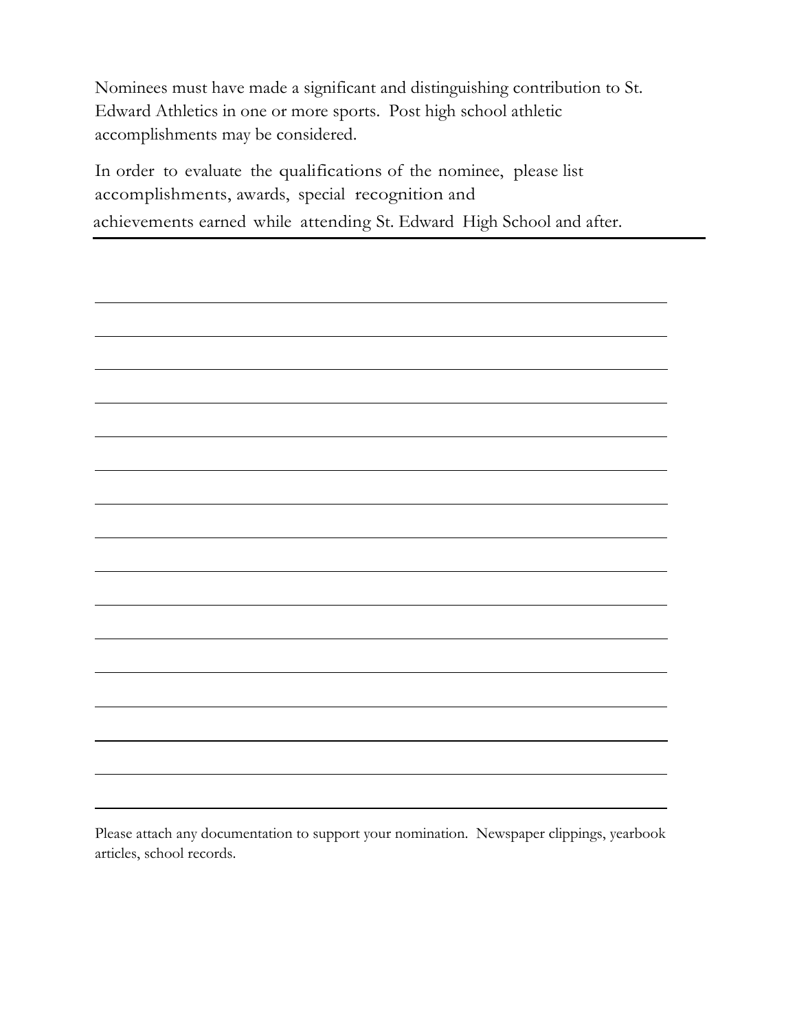Nominees must have made a significant and distinguishing contribution to St. Edward Athletics in one or more sports. Post high school athletic accomplishments may be considered.

In order to evaluate the qualifications of the nominee, please list accomplishments, awards, special recognition and achievements earned while attending St. Edward High School and after.

---

\_\_\_\_\_\_\_\_\_\_\_\_\_\_\_\_\_\_\_\_\_\_\_\_\_\_\_\_\_\_\_\_\_\_\_\_\_\_\_\_\_\_\_\_\_\_\_\_\_\_\_\_\_\_\_\_\_\_\_\_

\_\_\_\_\_\_\_\_\_\_\_\_\_\_\_\_\_\_\_\_\_\_\_\_\_\_\_\_\_\_\_\_\_\_\_\_\_\_\_\_\_\_\_\_\_\_\_\_\_\_\_\_\_\_\_\_\_\_\_\_

\_\_\_\_\_\_\_\_\_\_\_\_\_\_\_\_\_\_\_\_\_\_\_\_\_\_\_\_\_\_\_\_\_\_\_\_\_\_\_\_\_\_\_\_\_\_\_\_\_\_\_\_\_\_\_\_\_\_\_\_

\_\_\_\_\_\_\_\_\_\_\_\_\_\_\_\_\_\_\_\_\_\_\_\_\_\_\_\_\_\_\_\_\_\_\_\_\_\_\_\_\_\_\_\_\_\_\_\_\_\_\_\_\_\_\_\_\_\_\_\_

\_\_\_\_\_\_\_\_\_\_\_\_\_\_\_\_\_\_\_\_\_\_\_\_\_\_\_\_\_\_\_\_\_\_\_\_\_\_\_\_\_\_\_\_\_\_\_\_\_\_\_\_\_\_\_\_\_\_\_\_

\_\_\_\_\_\_\_\_\_\_\_\_\_\_\_\_\_\_\_\_\_\_\_\_\_\_\_\_\_\_\_\_\_\_\_\_\_\_\_\_\_\_\_\_\_\_\_\_\_\_\_\_\_\_\_\_\_\_\_\_

\_\_\_\_\_\_\_\_\_\_\_\_\_\_\_\_\_\_\_\_\_\_\_\_\_\_\_\_\_\_\_\_\_\_\_\_\_\_\_\_\_\_\_\_\_\_\_\_\_\_\_\_\_\_\_\_\_\_\_\_

\_\_\_\_\_\_\_\_\_\_\_\_\_\_\_\_\_\_\_\_\_\_\_\_\_\_\_\_\_\_\_\_\_\_\_\_\_\_\_\_\_\_\_\_\_\_\_\_\_\_\_\_\_\_\_\_\_\_\_\_

\_\_\_\_\_\_\_\_\_\_\_\_\_\_\_\_\_\_\_\_\_\_\_\_\_\_\_\_\_\_\_\_\_\_\_\_\_\_\_\_\_\_\_\_\_\_\_\_\_\_\_\_\_\_\_\_\_\_\_\_

\_\_\_\_\_\_\_\_\_\_\_\_\_\_\_\_\_\_\_\_\_\_\_\_\_\_\_\_\_\_\_\_\_\_\_\_\_\_\_\_\_\_\_\_\_\_\_\_\_\_\_\_\_\_\_\_\_\_\_\_

\_\_\_\_\_\_\_\_\_\_\_\_\_\_\_\_\_\_\_\_\_\_\_\_\_\_\_\_\_\_\_\_\_\_\_\_\_\_\_\_\_\_\_\_\_\_\_\_\_\_\_\_\_\_\_\_\_\_\_\_

\_\_\_\_\_\_\_\_\_\_\_\_\_\_\_\_\_\_\_\_\_\_\_\_\_\_\_\_\_\_\_\_\_\_\_\_\_\_\_\_\_\_\_\_\_\_\_\_\_\_\_\_\_\_\_\_\_\_\_\_

\_\_\_\_\_\_\_\_\_\_\_\_\_\_\_\_\_\_\_\_\_\_\_\_\_\_\_\_\_\_\_\_\_\_\_\_\_\_\_\_\_\_\_\_\_\_\_\_\_\_\_\_\_\_\_\_\_\_\_\_

\_\_\_\_\_\_\_\_\_\_\_\_\_\_\_\_\_\_\_\_\_\_\_\_\_\_\_\_\_\_\_\_\_\_\_\_\_\_\_\_\_\_\_\_\_\_\_\_\_\_\_\_\_\_\_\_\_\_\_\_

\_\_\_\_\_\_\_\_\_\_\_\_\_\_\_\_\_\_\_\_\_\_\_\_\_\_\_\_\_\_\_\_\_\_\_\_\_\_\_\_\_\_\_\_\_\_\_\_\_\_\_\_\_\_\_\_\_\_\_\_

\_\_\_\_\_\_\_\_\_\_\_\_\_\_\_\_\_\_\_\_\_\_\_\_\_\_\_\_\_\_\_\_\_\_\_\_\_\_\_\_\_\_\_\_\_\_\_\_\_\_\_\_\_\_\_\_\_\_\_\_

Please attach any documentation to support your nomination. Newspaper clippings, yearbook articles, school records.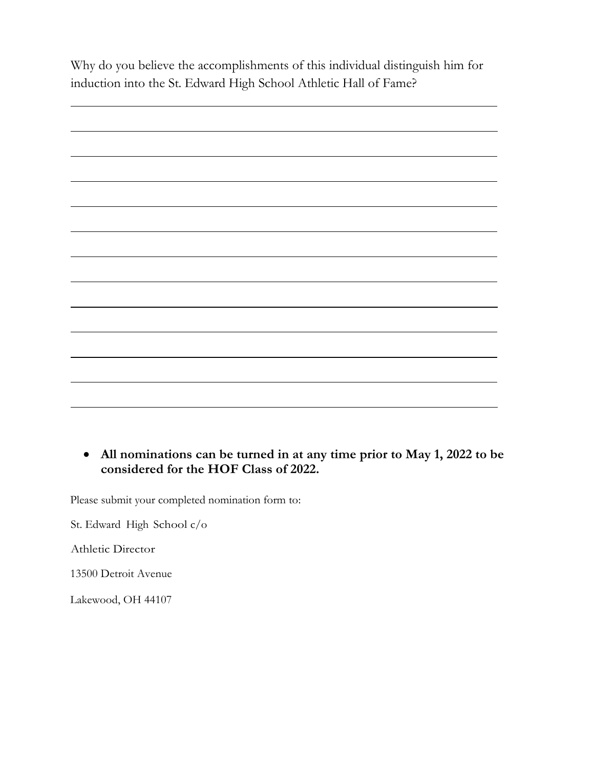Why do you believe the accomplishments of this individual distinguish him for induction into the St. Edward High School Athletic Hall of Fame?

_______________________________________________________________________

_______________________________________________________________________

_______________________________________________________________________

_______________________________________________________________________

_______________________________________________________________________

_______________________________________________________________________

_______________________________________________________________________

_______________________________________________________________________

_______________________________________________________________________

_______________________________________________________________________

_______________________________________________________________________

_______________________________________________________________________

- **All nominations can be turned in at any time prior to May 1, 2022 to be considered for the HOF Class of 2022.**

Please submit your completed nomination form to:

St. Edward High School c/o

Athletic Director

13500 Detroit Avenue

Lakewood, OH 44107